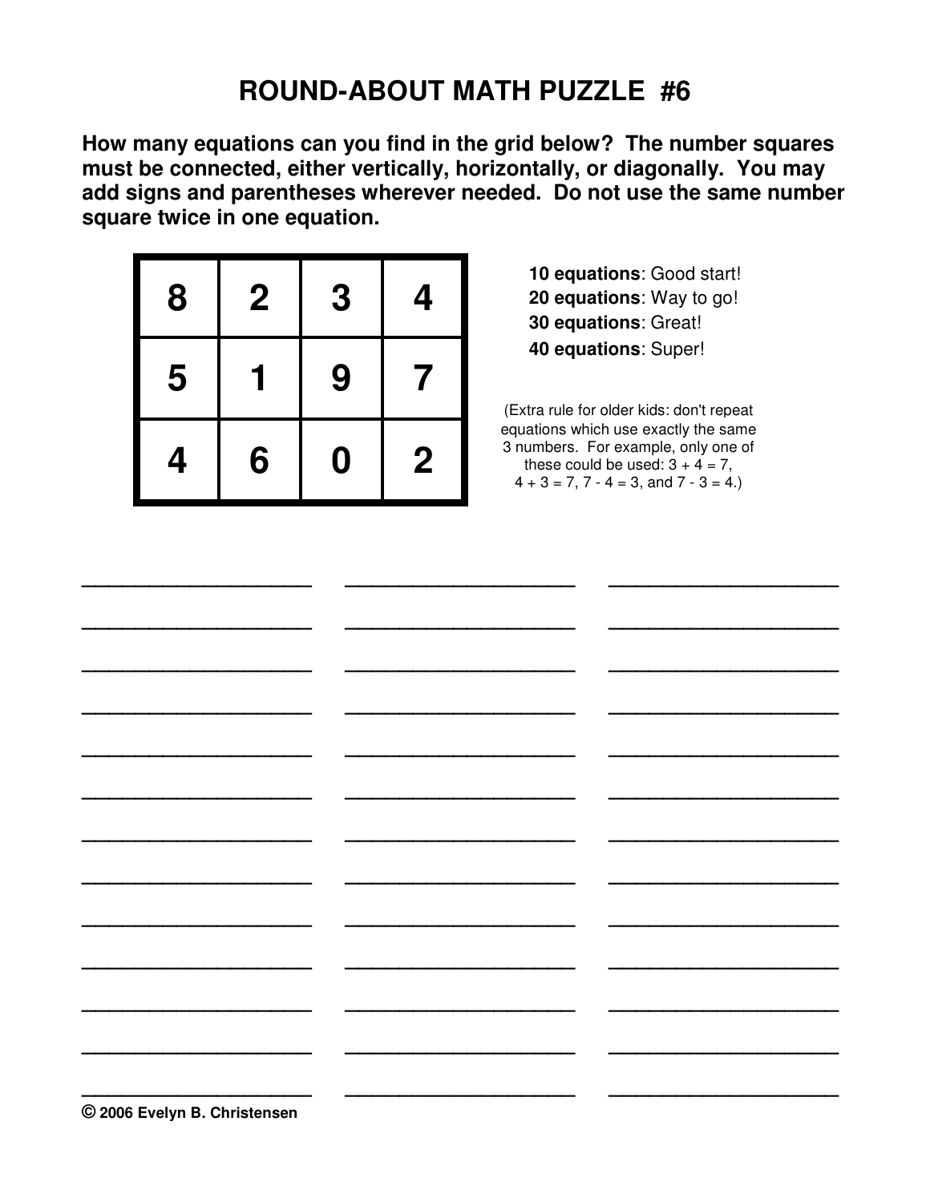# ROUND-ABOUT MATH PUZZLE #6

**How many equations can you find in the grid below? The number squares must be connected, either vertically, horizontally, or diagonally. You may add signs and parentheses wherever needed. Do not use the same number square twice in one equation.**

| | | | |
|---|---|---|---|
| 8 | 2 | 3 | 4 |
| 5 | 1 | 9 | 7 |
| 4 | 6 | 0 | 2 |

**10 equations**: Good start!
**20 equations**: Way to go!
**30 equations**: Great!
**40 equations**: Super!

(Extra rule for older kids: don't repeat equations which use exactly the same 3 numbers. For example, only one of these could be used: 3 + 4 = 7, 4 + 3 = 7, 7 - 4 = 3, and 7 - 3 = 4.)

____________________ ____________________ ____________________

____________________ ____________________ ____________________

____________________ ____________________ ____________________

____________________ ____________________ ____________________

____________________ ____________________ ____________________

____________________ ____________________ ____________________

____________________ ____________________ ____________________

____________________ ____________________ ____________________

____________________ ____________________ ____________________

____________________ ____________________ ____________________

____________________ ____________________ ____________________

____________________ ____________________ ____________________

____________________ ____________________ ____________________

© 2006 Evelyn B. Christensen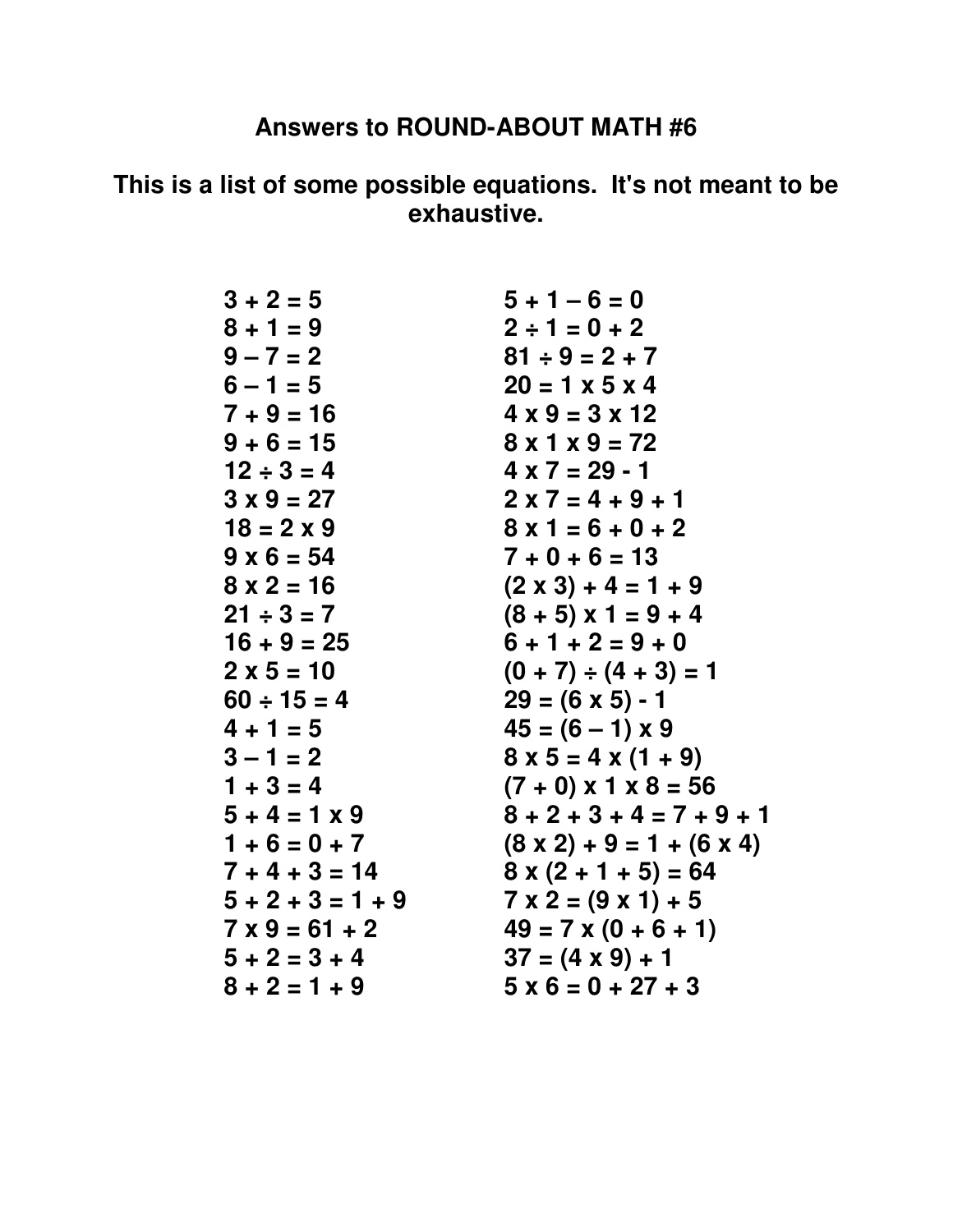# Answers to ROUND-ABOUT MATH #6

**This is a list of some possible equations. It's not meant to be exhaustive.**

$3 + 2 = 5$
$8 + 1 = 9$
$9 - 7 = 2$
$6 - 1 = 5$
$7 + 9 = 16$
$9 + 6 = 15$
$12 \div 3 = 4$
$3 \times 9 = 27$
$18 = 2 \times 9$
$9 \times 6 = 54$
$8 \times 2 = 16$
$21 \div 3 = 7$
$16 + 9 = 25$
$2 \times 5 = 10$
$60 \div 15 = 4$
$4 + 1 = 5$
$3 - 1 = 2$
$1 + 3 = 4$
$5 + 4 = 1 \times 9$
$1 + 6 = 0 + 7$
$7 + 4 + 3 = 14$
$5 + 2 + 3 = 1 + 9$
$7 \times 9 = 61 + 2$
$5 + 2 = 3 + 4$
$8 + 2 = 1 + 9$

$5 + 1 - 6 = 0$
$2 \div 1 = 0 + 2$
$81 \div 9 = 2 + 7$
$20 = 1 \times 5 \times 4$
$4 \times 9 = 3 \times 12$
$8 \times 1 \times 9 = 72$
$4 \times 7 = 29 - 1$
$2 \times 7 = 4 + 9 + 1$
$8 \times 1 = 6 + 0 + 2$
$7 + 0 + 6 = 13$
$(2 \times 3) + 4 = 1 + 9$
$(8 + 5) \times 1 = 9 + 4$
$6 + 1 + 2 = 9 + 0$
$(0 + 7) \div (4 + 3) = 1$
$29 = (6 \times 5) - 1$
$45 = (6 - 1) \times 9$
$8 \times 5 = 4 \times (1 + 9)$
$(7 + 0) \times 1 \times 8 = 56$
$8 + 2 + 3 + 4 = 7 + 9 + 1$
$(8 \times 2) + 9 = 1 + (6 \times 4)$
$8 \times (2 + 1 + 5) = 64$
$7 \times 2 = (9 \times 1) + 5$
$49 = 7 \times (0 + 6 + 1)$
$37 = (4 \times 9) + 1$
$5 \times 6 = 0 + 27 + 3$